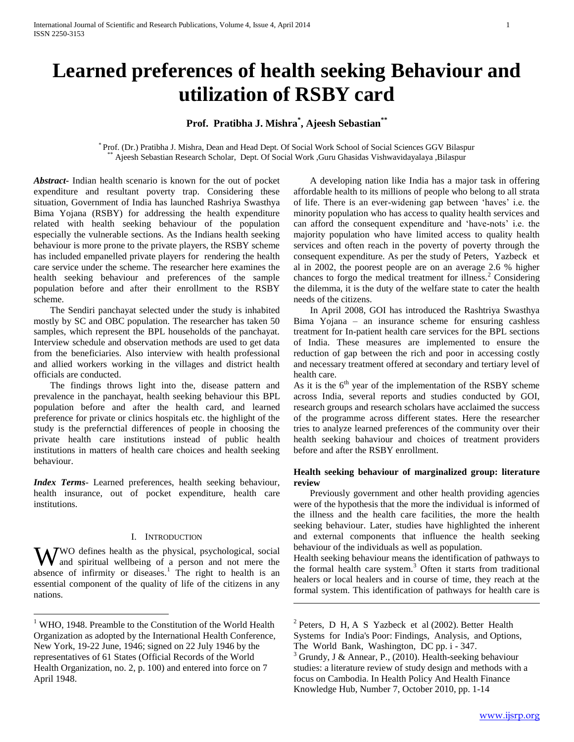# Learned preferences of health seeking Behaviour and utilization of RSBY card

**Prof. Pratibha J. Mishra[*], Ajeesh Sebastian[**]**

[*] Prof. (Dr.) Pratibha J. Mishra, Dean and Head Dept. Of Social Work School of Social Sciences GGV Bilaspur
[**] Ajeesh Sebastian Research Scholar, Dept. Of Social Work ,Guru Ghasidas Vishwavidayalaya ,Bilaspur

***Abstract-*** Indian health scenario is known for the out of pocket expenditure and resultant poverty trap. Considering these situation, Government of India has launched Rashriya Swasthya Bima Yojana (RSBY) for addressing the health expenditure related with health seeking behaviour of the population especially the vulnerable sections. As the Indians health seeking behaviour is more prone to the private players, the RSBY scheme has included empanelled private players for rendering the health care service under the scheme. The researcher here examines the health seeking behaviour and preferences of the sample population before and after their enrollment to the RSBY scheme.

The Sendiri panchayat selected under the study is inhabited mostly by SC and OBC population. The researcher has taken 50 samples, which represent the BPL households of the panchayat. Interview schedule and observation methods are used to get data from the beneficiaries. Also interview with health professional and allied workers working in the villages and district health officials are conducted.

The findings throws light into the, disease pattern and prevalence in the panchayat, health seeking behaviour this BPL population before and after the health card, and learned preference for private or clinics hospitals etc. the highlight of the study is the prefernctial differences of people in choosing the private health care institutions instead of public health institutions in matters of health care choices and health seeking behaviour.

***Index Terms*-** Learned preferences, health seeking behaviour, health insurance, out of pocket expenditure, health care institutions.

## I. Introduction

WHO defines health as the physical, psychological, social and spiritual wellbeing of a person and not mere the absence of infirmity or diseases.[1] The right to health is an essential component of the quality of life of the citizens in any nations.

A developing nation like India has a major task in offering affordable health to its millions of people who belong to all strata of life. There is an ever-widening gap between 'haves' i.e. the minority population who has access to quality health services and can afford the consequent expenditure and 'have-nots' i.e. the majority population who have limited access to quality health services and often reach in the poverty of poverty through the consequent expenditure. As per the study of Peters, Yazbeck et al in 2002, the poorest people are on an average 2.6 % higher chances to forgo the medical treatment for illness.[2] Considering the dilemma, it is the duty of the welfare state to cater the health needs of the citizens.

In April 2008, GOI has introduced the Rashtriya Swasthya Bima Yojana – an insurance scheme for ensuring cashless treatment for In-patient health care services for the BPL sections of India. These measures are implemented to ensure the reduction of gap between the rich and poor in accessing costly and necessary treatment offered at secondary and tertiary level of health care.

As it is the 6th year of the implementation of the RSBY scheme across India, several reports and studies conducted by GOI, research groups and research scholars have acclaimed the success of the programme across different states. Here the researcher tries to analyze learned preferences of the community over their health seeking bahaviour and choices of treatment providers before and after the RSBY enrollment.

### Health seeking behaviour of marginalized group: literature review

Previously government and other health providing agencies were of the hypothesis that the more the individual is informed of the illness and the health care facilities, the more the health seeking behaviour. Later, studies have highlighted the inherent and external components that influence the health seeking behaviour of the individuals as well as population.

Health seeking behaviour means the identification of pathways to the formal health care system.[3] Often it starts from traditional healers or local healers and in course of time, they reach at the formal system. This identification of pathways for health care is

---

[1] WHO, 1948. Preamble to the Constitution of the World Health Organization as adopted by the International Health Conference, New York, 19-22 June, 1946; signed on 22 July 1946 by the representatives of 61 States (Official Records of the World Health Organization, no. 2, p. 100) and entered into force on 7 April 1948.

[2] Peters, D H, A S Yazbeck et al (2002). Better Health Systems for India's Poor: Findings, Analysis, and Options, The World Bank, Washington, DC pp. i - 347.

[3] Grundy, J & Annear, P., (2010). Health-seeking behaviour studies: a literature review of study design and methods with a focus on Cambodia. In Health Policy And Health Finance Knowledge Hub, Number 7, October 2010, pp. 1-14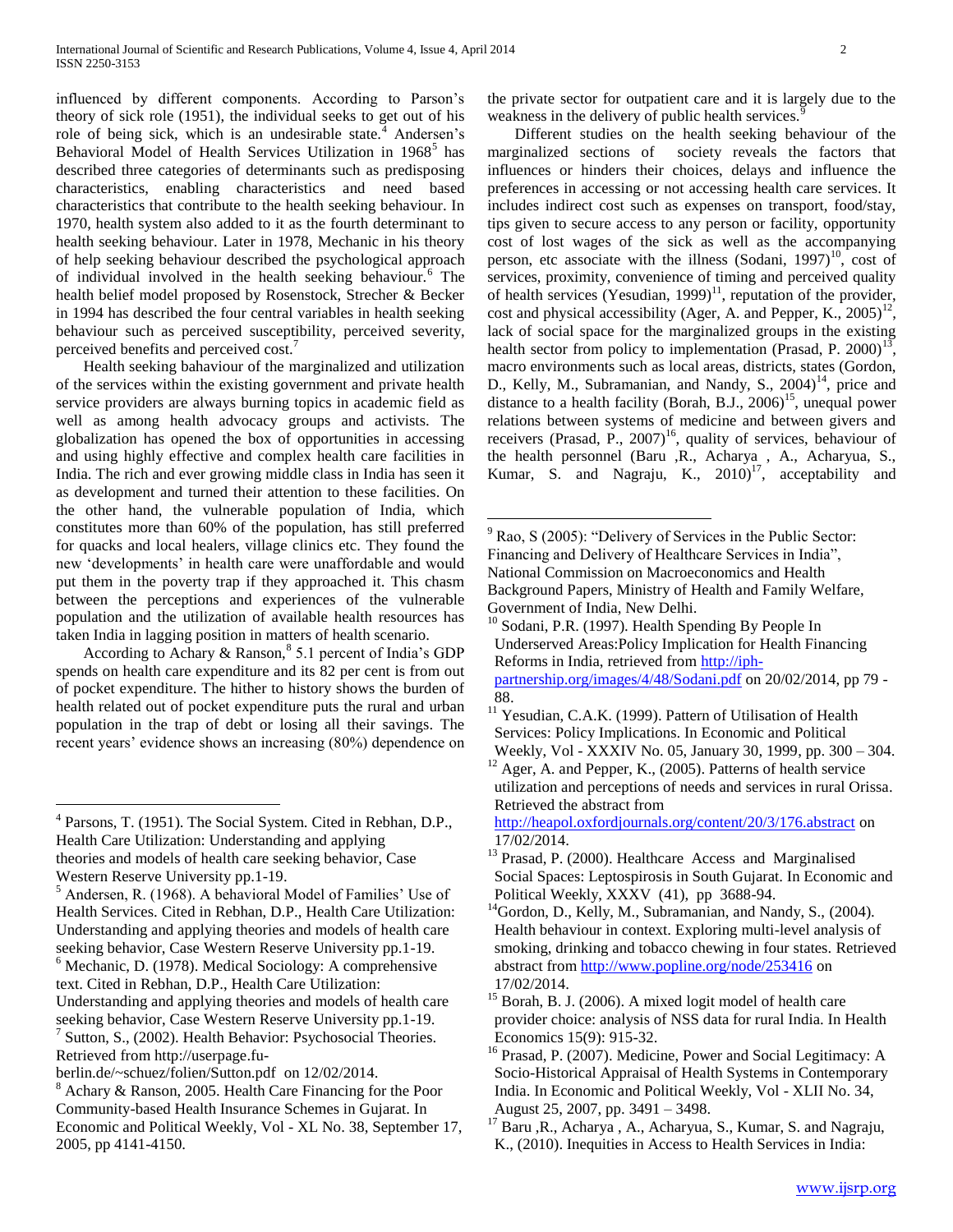influenced by different components. According to Parson's theory of sick role (1951), the individual seeks to get out of his role of being sick, which is an undesirable state.[4] Andersen's Behavioral Model of Health Services Utilization in 1968[5] has described three categories of determinants such as predisposing characteristics, enabling characteristics and need based characteristics that contribute to the health seeking behaviour. In 1970, health system also added to it as the fourth determinant to health seeking behaviour. Later in 1978, Mechanic in his theory of help seeking behaviour described the psychological approach of individual involved in the health seeking behaviour.[6] The health belief model proposed by Rosenstock, Strecher & Becker in 1994 has described the four central variables in health seeking behaviour such as perceived susceptibility, perceived severity, perceived benefits and perceived cost.[7]

Health seeking bahaviour of the marginalized and utilization of the services within the existing government and private health service providers are always burning topics in academic field as well as among health advocacy groups and activists. The globalization has opened the box of opportunities in accessing and using highly effective and complex health care facilities in India. The rich and ever growing middle class in India has seen it as development and turned their attention to these facilities. On the other hand, the vulnerable population of India, which constitutes more than 60% of the population, has still preferred for quacks and local healers, village clinics etc. They found the new 'developments' in health care were unaffordable and would put them in the poverty trap if they approached it. This chasm between the perceptions and experiences of the vulnerable population and the utilization of available health resources has taken India in lagging position in matters of health scenario.

According to Achary & Ranson,[8] 5.1 percent of India's GDP spends on health care expenditure and its 82 per cent is from out of pocket expenditure. The hither to history shows the burden of health related out of pocket expenditure puts the rural and urban population in the trap of debt or losing all their savings. The recent years' evidence shows an increasing (80%) dependence on the private sector for outpatient care and it is largely due to the weakness in the delivery of public health services.[9]

Different studies on the health seeking behaviour of the marginalized sections of society reveals the factors that influences or hinders their choices, delays and influence the preferences in accessing or not accessing health care services. It includes indirect cost such as expenses on transport, food/stay, tips given to secure access to any person or facility, opportunity cost of lost wages of the sick as well as the accompanying person, etc associate with the illness (Sodani, 1997)[10], cost of services, proximity, convenience of timing and perceived quality of health services (Yesudian, 1999)[11], reputation of the provider, cost and physical accessibility (Ager, A. and Pepper, K., 2005)[12], lack of social space for the marginalized groups in the existing health sector from policy to implementation (Prasad, P. 2000)[13], macro environments such as local areas, districts, states (Gordon, D., Kelly, M., Subramanian, and Nandy, S., 2004)[14], price and distance to a health facility (Borah, B.J., 2006)[15], unequal power relations between systems of medicine and between givers and receivers (Prasad, P., 2007)[16], quality of services, behaviour of the health personnel (Baru ,R., Acharya , A., Acharyua, S., Kumar, S. and Nagraju, K., 2010)[17], acceptability and

---

[4] Parsons, T. (1951). The Social System. Cited in Rebhan, D.P., Health Care Utilization: Understanding and applying theories and models of health care seeking behavior, Case Western Reserve University pp.1-19.

[5] Andersen, R. (1968). A behavioral Model of Families' Use of Health Services. Cited in Rebhan, D.P., Health Care Utilization: Understanding and applying theories and models of health care seeking behavior, Case Western Reserve University pp.1-19.

[6] Mechanic, D. (1978). Medical Sociology: A comprehensive text. Cited in Rebhan, D.P., Health Care Utilization: Understanding and applying theories and models of health care seeking behavior, Case Western Reserve University pp.1-19.

[7] Sutton, S., (2002). Health Behavior: Psychosocial Theories. Retrieved from http://userpage.fu-berlin.de/~schuez/folien/Sutton.pdf on 12/02/2014.

[8] Achary & Ranson, 2005. Health Care Financing for the Poor Community-based Health Insurance Schemes in Gujarat. In Economic and Political Weekly, Vol - XL No. 38, September 17, 2005, pp 4141-4150.

[9] Rao, S (2005): "Delivery of Services in the Public Sector: Financing and Delivery of Healthcare Services in India", National Commission on Macroeconomics and Health Background Papers, Ministry of Health and Family Welfare, Government of India, New Delhi.

[10] Sodani, P.R. (1997). Health Spending By People In Underserved Areas:Policy Implication for Health Financing Reforms in India, retrieved from http://iph-partnership.org/images/4/48/Sodani.pdf on 20/02/2014, pp 79 - 88.

[11] Yesudian, C.A.K. (1999). Pattern of Utilisation of Health Services: Policy Implications. In Economic and Political Weekly, Vol - XXXIV No. 05, January 30, 1999, pp. 300 – 304.

[12] Ager, A. and Pepper, K., (2005). Patterns of health service utilization and perceptions of needs and services in rural Orissa. Retrieved the abstract from http://heapol.oxfordjournals.org/content/20/3/176.abstract on 17/02/2014.

[13] Prasad, P. (2000). Healthcare Access and Marginalised Social Spaces: Leptospirosis in South Gujarat. In Economic and Political Weekly, XXXV (41), pp 3688-94.

[14] Gordon, D., Kelly, M., Subramanian, and Nandy, S., (2004). Health behaviour in context. Exploring multi-level analysis of smoking, drinking and tobacco chewing in four states. Retrieved abstract from http://www.popline.org/node/253416 on 17/02/2014.

[15] Borah, B. J. (2006). A mixed logit model of health care provider choice: analysis of NSS data for rural India. In Health Economics 15(9): 915-32.

[16] Prasad, P. (2007). Medicine, Power and Social Legitimacy: A Socio-Historical Appraisal of Health Systems in Contemporary India. In Economic and Political Weekly, Vol - XLII No. 34, August 25, 2007, pp. 3491 – 3498.

[17] Baru ,R., Acharya , A., Acharyua, S., Kumar, S. and Nagraju, K., (2010). Inequities in Access to Health Services in India: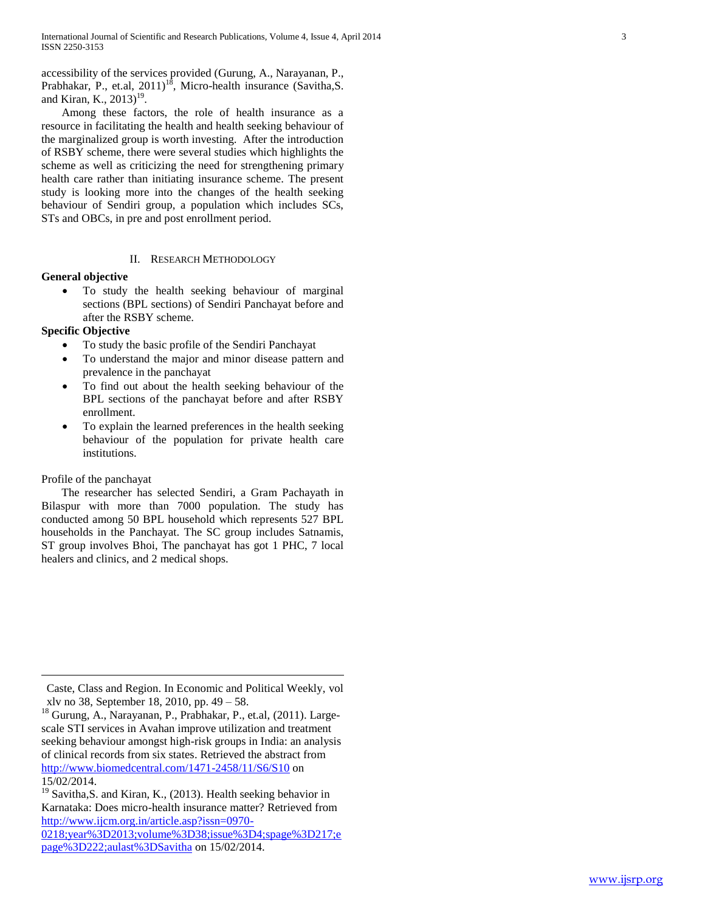accessibility of the services provided (Gurung, A., Narayanan, P., Prabhakar, P., et.al, 2011)[18], Micro-health insurance (Savitha,S. and Kiran, K., 2013)[19].

Among these factors, the role of health insurance as a resource in facilitating the health and health seeking behaviour of the marginalized group is worth investing. After the introduction of RSBY scheme, there were several studies which highlights the scheme as well as criticizing the need for strengthening primary health care rather than initiating insurance scheme. The present study is looking more into the changes of the health seeking behaviour of Sendiri group, a population which includes SCs, STs and OBCs, in pre and post enrollment period.

## II. Research Methodology

**General objective**

- To study the health seeking behaviour of marginal sections (BPL sections) of Sendiri Panchayat before and after the RSBY scheme.

**Specific Objective**

- To study the basic profile of the Sendiri Panchayat
- To understand the major and minor disease pattern and prevalence in the panchayat
- To find out about the health seeking behaviour of the BPL sections of the panchayat before and after RSBY enrollment.
- To explain the learned preferences in the health seeking behaviour of the population for private health care institutions.

Profile of the panchayat

The researcher has selected Sendiri, a Gram Pachayath in Bilaspur with more than 7000 population. The study has conducted among 50 BPL household which represents 527 BPL households in the Panchayat. The SC group includes Satnamis, ST group involves Bhoi, The panchayat has got 1 PHC, 7 local healers and clinics, and 2 medical shops.

---

Caste, Class and Region. In Economic and Political Weekly, vol xlv no 38, September 18, 2010, pp. 49 – 58.

[18] Gurung, A., Narayanan, P., Prabhakar, P., et.al, (2011). Large-scale STI services in Avahan improve utilization and treatment seeking behaviour amongst high-risk groups in India: an analysis of clinical records from six states. Retrieved the abstract from http://www.biomedcentral.com/1471-2458/11/S6/S10 on 15/02/2014.

[19] Savitha,S. and Kiran, K., (2013). Health seeking behavior in Karnataka: Does micro-health insurance matter? Retrieved from http://www.ijcm.org.in/article.asp?issn=0970-0218;year%3D2013;volume%3D38;issue%3D4;spage%3D217;epage%3D222;aulast%3DSavitha on 15/02/2014.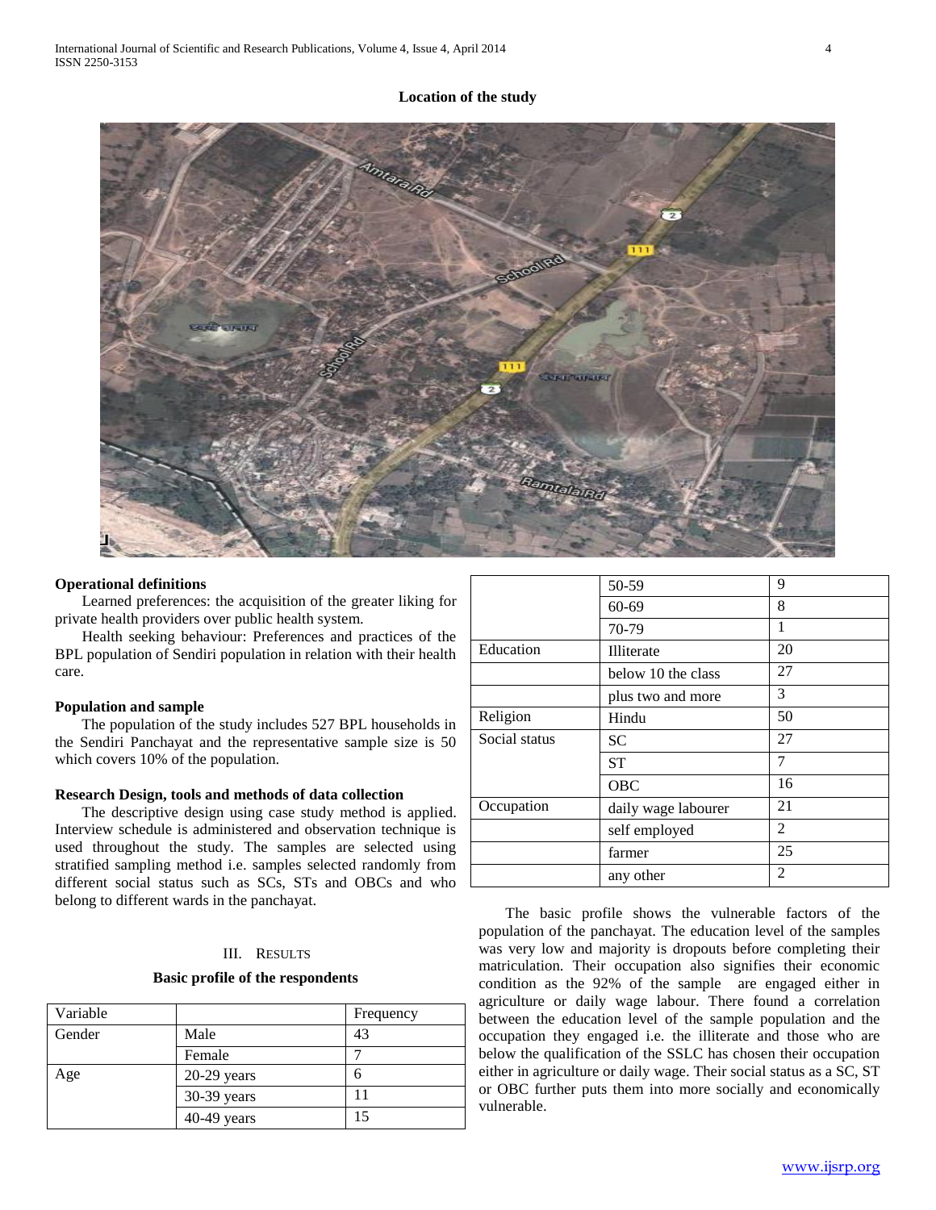**Location of the study**

**Operational definitions**

Learned preferences: the acquisition of the greater liking for private health providers over public health system.

Health seeking behaviour: Preferences and practices of the BPL population of Sendiri population in relation with their health care.

**Population and sample**

The population of the study includes 527 BPL households in the Sendiri Panchayat and the representative sample size is 50 which covers 10% of the population.

**Research Design, tools and methods of data collection**

The descriptive design using case study method is applied. Interview schedule is administered and observation technique is used throughout the study. The samples are selected using stratified sampling method i.e. samples selected randomly from different social status such as SCs, STs and OBCs and who belong to different wards in the panchayat.

## III. Results

**Basic profile of the respondents**

| Variable | | Frequency |
|---|---|---|
| Gender | Male | 43 |
| | Female | 7 |
| Age | 20-29 years | 6 |
| | 30-39 years | 11 |
| | 40-49 years | 15 |
| | 50-59 | 9 |
| | 60-69 | 8 |
| | 70-79 | 1 |
| Education | Illiterate | 20 |
| | below 10 the class | 27 |
| | plus two and more | 3 |
| Religion | Hindu | 50 |
| Social status | SC | 27 |
| | ST | 7 |
| | OBC | 16 |
| Occupation | daily wage labourer | 21 |
| | self employed | 2 |
| | farmer | 25 |
| | any other | 2 |

The basic profile shows the vulnerable factors of the population of the panchayat. The education level of the samples was very low and majority is dropouts before completing their matriculation. Their occupation also signifies their economic condition as the 92% of the sample are engaged either in agriculture or daily wage labour. There found a correlation between the education level of the sample population and the occupation they engaged i.e. the illiterate and those who are below the qualification of the SSLC has chosen their occupation either in agriculture or daily wage. Their social status as a SC, ST or OBC further puts them into more socially and economically vulnerable.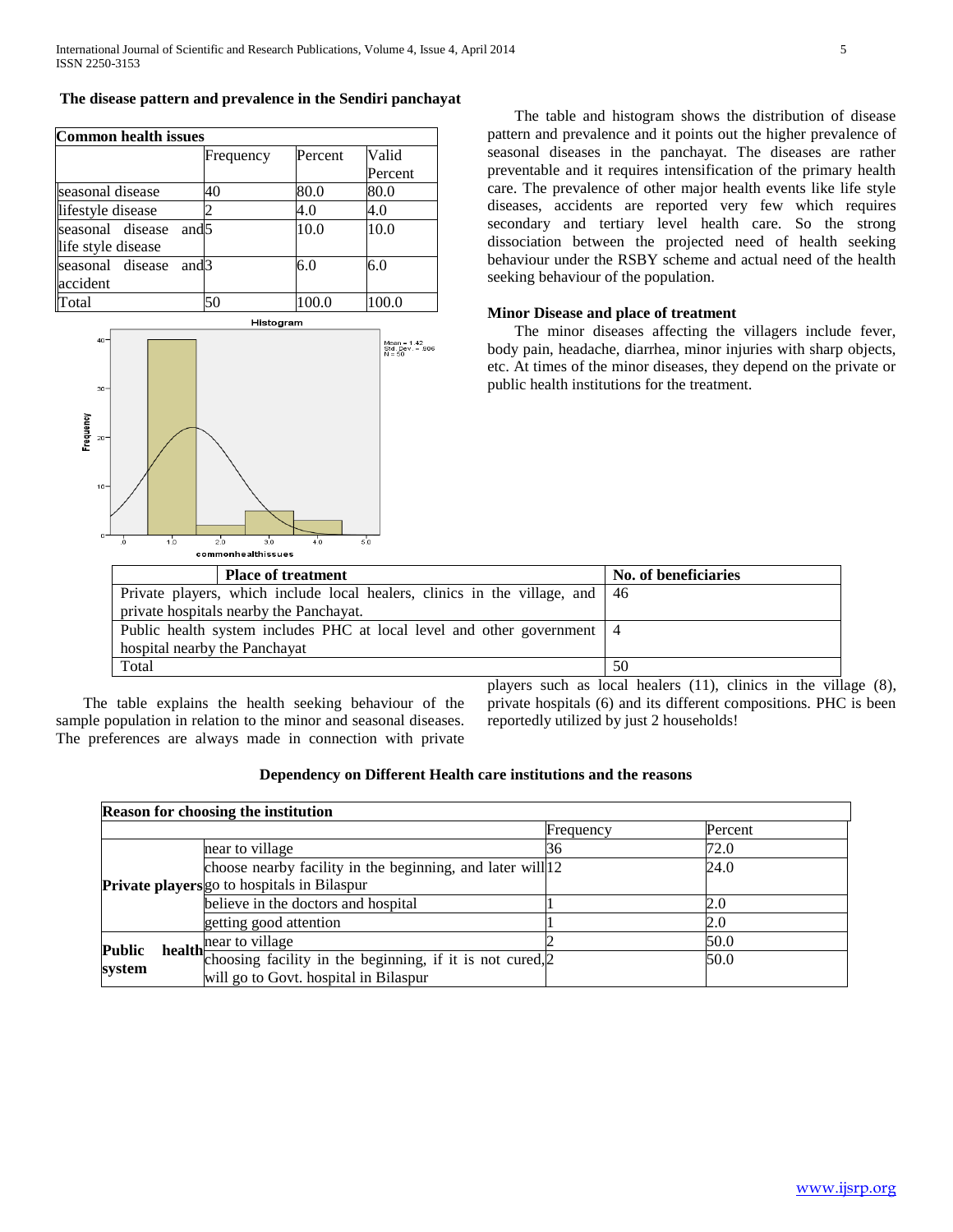### The disease pattern and prevalence in the Sendiri panchayat

| Common health issues | | | |
|---|---|---|---|
| | Frequency | Percent | Valid Percent |
| seasonal disease | 40 | 80.0 | 80.0 |
| lifestyle disease | 2 | 4.0 | 4.0 |
| seasonal disease and life style disease | 5 | 10.0 | 10.0 |
| seasonal disease and accident | 3 | 6.0 | 6.0 |
| Total | 50 | 100.0 | 100.0 |

The table and histogram shows the distribution of disease pattern and prevalence and it points out the higher prevalence of seasonal diseases in the panchayat. The diseases are rather preventable and it requires intensification of the primary health care. The prevalence of other major health events like life style diseases, accidents are reported very few which requires secondary and tertiary level health care. So the strong dissociation between the projected need of health seeking behaviour under the RSBY scheme and actual need of the health seeking behaviour of the population.

### Minor Disease and place of treatment

The minor diseases affecting the villagers include fever, body pain, headache, diarrhea, minor injuries with sharp objects, etc. At times of the minor diseases, they depend on the private or public health institutions for the treatment.

| Place of treatment | No. of beneficiaries |
|---|---|
| Private players, which include local healers, clinics in the village, and private hospitals nearby the Panchayat. | 46 |
| Public health system includes PHC at local level and other government hospital nearby the Panchayat | 4 |
| Total | 50 |

The table explains the health seeking behaviour of the sample population in relation to the minor and seasonal diseases. The preferences are always made in connection with private players such as local healers (11), clinics in the village (8), private hospitals (6) and its different compositions. PHC is been reportedly utilized by just 2 households!

### Dependency on Different Health care institutions and the reasons

| Reason for choosing the institution | | | |
|---|---|---|---|
| | | Frequency | Percent |
| Private players | near to village | 36 | 72.0 |
| | choose nearby facility in the beginning, and later will go to hospitals in Bilaspur | 12 | 24.0 |
| | believe in the doctors and hospital | 1 | 2.0 |
| | getting good attention | 1 | 2.0 |
| Public health system | near to village | 2 | 50.0 |
| | choosing facility in the beginning, if it is not cured, will go to Govt. hospital in Bilaspur | 2 | 50.0 |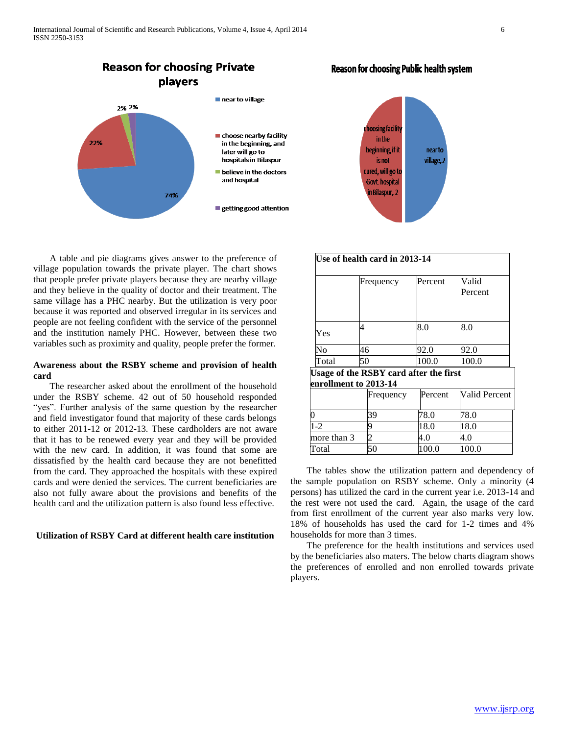**Reason for choosing Private players**

- near to village: 74%
- choose nearby facility in the beginning, and later will go to hospitals in Bilaspur: 22%
- believe in the doctors and hospital: 2%
- getting good attention: 2%

**Reason for choosing Public health system**

- near to village, 2
- choosing facility in the beginning, if it is not cured, will go to Govt. hospital in Bilaspur, 2

A table and pie diagrams gives answer to the preference of village population towards the private player. The chart shows that people prefer private players because they are nearby village and they believe in the quality of doctor and their treatment. The same village has a PHC nearby. But the utilization is very poor because it was reported and observed irregular in its services and people are not feeling confident with the service of the personnel and the institution namely PHC. However, between these two variables such as proximity and quality, people prefer the former.

### Awareness about the RSBY scheme and provision of health card

The researcher asked about the enrollment of the household under the RSBY scheme. 42 out of 50 household responded "yes". Further analysis of the same question by the researcher and field investigator found that majority of these cards belongs to either 2011-12 or 2012-13. These cardholders are not aware that it has to be renewed every year and they will be provided with the new card. In addition, it was found that some are dissatisfied by the health card because they are not benefitted from the card. They approached the hospitals with these expired cards and were denied the services. The current beneficiaries are also not fully aware about the provisions and benefits of the health card and the utilization pattern is also found less effective.

**Use of health card in 2013-14**

| | Frequency | Percent | Valid Percent |
|---|---|---|---|
| Yes | 4 | 8.0 | 8.0 |
| No | 46 | 92.0 | 92.0 |
| Total | 50 | 100.0 | 100.0 |

**Usage of the RSBY card after the first enrollment to 2013-14**

| | Frequency | Percent | Valid Percent |
|---|---|---|---|
| 0 | 39 | 78.0 | 78.0 |
| 1-2 | 9 | 18.0 | 18.0 |
| more than 3 | 2 | 4.0 | 4.0 |
| Total | 50 | 100.0 | 100.0 |

The tables show the utilization pattern and dependency of the sample population on RSBY scheme. Only a minority (4 persons) has utilized the card in the current year i.e. 2013-14 and the rest were not used the card. Again, the usage of the card from first enrollment of the current year also marks very low. 18% of households has used the card for 1-2 times and 4% households for more than 3 times.

The preference for the health institutions and services used by the beneficiaries also maters. The below charts diagram shows the preferences of enrolled and non enrolled towards private players.

### Utilization of RSBY Card at different health care institution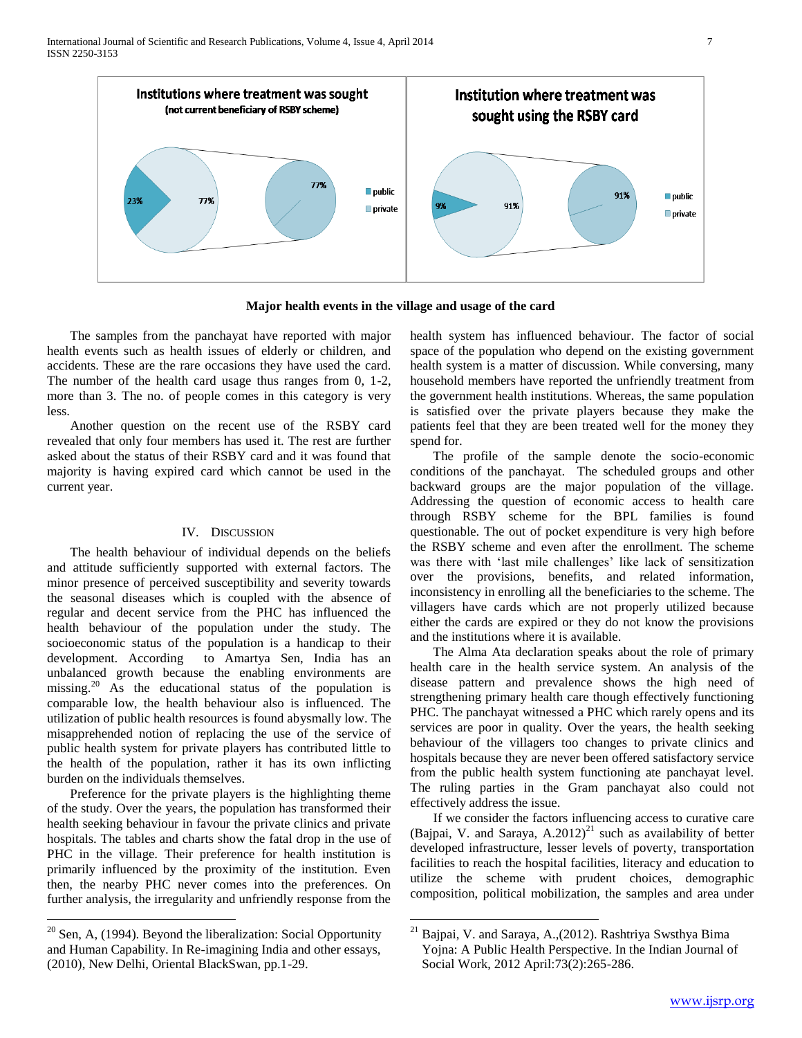**Major health events in the village and usage of the card**

The samples from the panchayat have reported with major health events such as health issues of elderly or children, and accidents. These are the rare occasions they have used the card. The number of the health card usage thus ranges from 0, 1-2, more than 3. The no. of people comes in this category is very less.

Another question on the recent use of the RSBY card revealed that only four members has used it. The rest are further asked about the status of their RSBY card and it was found that majority is having expired card which cannot be used in the current year.

## IV. Discussion

The health behaviour of individual depends on the beliefs and attitude sufficiently supported with external factors. The minor presence of perceived susceptibility and severity towards the seasonal diseases which is coupled with the absence of regular and decent service from the PHC has influenced the health behaviour of the population under the study. The socioeconomic status of the population is a handicap to their development. According to Amartya Sen, India has an unbalanced growth because the enabling environments are missing.[20] As the educational status of the population is comparable low, the health behaviour also is influenced. The utilization of public health resources is found abysmally low. The misapprehended notion of replacing the use of the service of public health system for private players has contributed little to the health of the population, rather it has its own inflicting burden on the individuals themselves.

Preference for the private players is the highlighting theme of the study. Over the years, the population has transformed their health seeking behaviour in favour the private clinics and private hospitals. The tables and charts show the fatal drop in the use of PHC in the village. Their preference for health institution is primarily influenced by the proximity of the institution. Even then, the nearby PHC never comes into the preferences. On further analysis, the irregularity and unfriendly response from the health system has influenced behaviour. The factor of social space of the population who depend on the existing government health system is a matter of discussion. While conversing, many household members have reported the unfriendly treatment from the government health institutions. Whereas, the same population is satisfied over the private players because they make the patients feel that they are been treated well for the money they spend for.

The profile of the sample denote the socio-economic conditions of the panchayat. The scheduled groups and other backward groups are the major population of the village. Addressing the question of economic access to health care through RSBY scheme for the BPL families is found questionable. The out of pocket expenditure is very high before the RSBY scheme and even after the enrollment. The scheme was there with 'last mile challenges' like lack of sensitization over the provisions, benefits, and related information, inconsistency in enrolling all the beneficiaries to the scheme. The villagers have cards which are not properly utilized because either the cards are expired or they do not know the provisions and the institutions where it is available.

The Alma Ata declaration speaks about the role of primary health care in the health service system. An analysis of the disease pattern and prevalence shows the high need of strengthening primary health care though effectively functioning PHC. The panchayat witnessed a PHC which rarely opens and its services are poor in quality. Over the years, the health seeking behaviour of the villagers too changes to private clinics and hospitals because they are never been offered satisfactory service from the public health system functioning ate panchayat level. The ruling parties in the Gram panchayat also could not effectively address the issue.

If we consider the factors influencing access to curative care (Bajpai, V. and Saraya, A.2012)[21] such as availability of better developed infrastructure, lesser levels of poverty, transportation facilities to reach the hospital facilities, literacy and education to utilize the scheme with prudent choices, demographic composition, political mobilization, the samples and area under

---

[20] Sen, A, (1994). Beyond the liberalization: Social Opportunity and Human Capability. In Re-imagining India and other essays, (2010), New Delhi, Oriental BlackSwan, pp.1-29.

[21] Bajpai, V. and Saraya, A.,(2012). Rashtriya Swsthya Bima Yojna: A Public Health Perspective. In the Indian Journal of Social Work, 2012 April:73(2):265-286.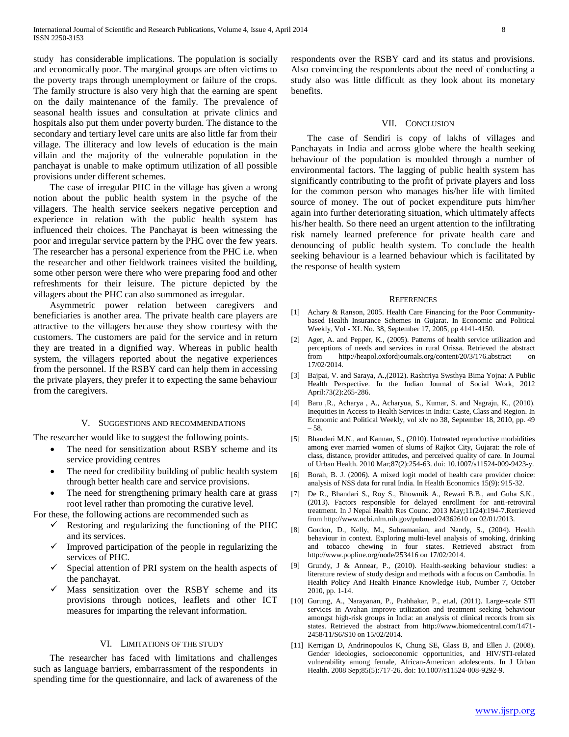study has considerable implications. The population is socially and economically poor. The marginal groups are often victims to the poverty traps through unemployment or failure of the crops. The family structure is also very high that the earning are spent on the daily maintenance of the family. The prevalence of seasonal health issues and consultation at private clinics and hospitals also put them under poverty burden. The distance to the secondary and tertiary level care units are also little far from their village. The illiteracy and low levels of education is the main villain and the majority of the vulnerable population in the panchayat is unable to make optimum utilization of all possible provisions under different schemes.

The case of irregular PHC in the village has given a wrong notion about the public health system in the psyche of the villagers. The health service seekers negative perception and experience in relation with the public health system has influenced their choices. The Panchayat is been witnessing the poor and irregular service pattern by the PHC over the few years. The researcher has a personal experience from the PHC i.e. when the researcher and other fieldwork trainees visited the building, some other person were there who were preparing food and other refreshments for their leisure. The picture depicted by the villagers about the PHC can also summoned as irregular.

Asymmetric power relation between caregivers and beneficiaries is another area. The private health care players are attractive to the villagers because they show courtesy with the customers. The customers are paid for the service and in return they are treated in a dignified way. Whereas in public health system, the villagers reported about the negative experiences from the personnel. If the RSBY card can help them in accessing the private players, they prefer it to expecting the same behaviour from the caregivers.

## V. Suggestions and Recommendations

The researcher would like to suggest the following points.

- The need for sensitization about RSBY scheme and its service providing centres
- The need for credibility building of public health system through better health care and service provisions.
- The need for strengthening primary health care at grass root level rather than promoting the curative level.

For these, the following actions are recommended such as

- ✓ Restoring and regularizing the functioning of the PHC and its services.
- ✓ Improved participation of the people in regularizing the services of PHC.
- ✓ Special attention of PRI system on the health aspects of the panchayat.
- ✓ Mass sensitization over the RSBY scheme and its provisions through notices, leaflets and other ICT measures for imparting the relevant information.

## VI. Limitations of the Study

The researcher has faced with limitations and challenges such as language barriers, embarrassment of the respondents in spending time for the questionnaire, and lack of awareness of the respondents over the RSBY card and its status and provisions. Also convincing the respondents about the need of conducting a study also was little difficult as they look about its monetary benefits.

## VII. Conclusion

The case of Sendiri is copy of lakhs of villages and Panchayats in India and across globe where the health seeking behaviour of the population is moulded through a number of environmental factors. The lagging of public health system has significantly contributing to the profit of private players and loss for the common person who manages his/her life with limited source of money. The out of pocket expenditure puts him/her again into further deteriorating situation, which ultimately affects his/her health. So there need an urgent attention to the infiltrating risk namely learned preference for private health care and denouncing of public health system. To conclude the health seeking behaviour is a learned behaviour which is facilitated by the response of health system

## References

[1] Achary & Ranson, 2005. Health Care Financing for the Poor Community-based Health Insurance Schemes in Gujarat. In Economic and Political Weekly, Vol - XL No. 38, September 17, 2005, pp 4141-4150.

[2] Ager, A. and Pepper, K., (2005). Patterns of health service utilization and perceptions of needs and services in rural Orissa. Retrieved the abstract from http://heapol.oxfordjournals.org/content/20/3/176.abstract on 17/02/2014.

[3] Bajpai, V. and Saraya, A.,(2012). Rashtriya Swsthya Bima Yojna: A Public Health Perspective. In the Indian Journal of Social Work, 2012 April:73(2):265-286.

[4] Baru ,R., Acharya , A., Acharyua, S., Kumar, S. and Nagraju, K., (2010). Inequities in Access to Health Services in India: Caste, Class and Region. In Economic and Political Weekly, vol xlv no 38, September 18, 2010, pp. 49 – 58.

[5] Bhanderi M.N., and Kannan, S., (2010). Untreated reproductive morbidities among ever married women of slums of Rajkot City, Gujarat: the role of class, distance, provider attitudes, and perceived quality of care. In Journal of Urban Health. 2010 Mar;87(2):254-63. doi: 10.1007/s11524-009-9423-y.

[6] Borah, B. J. (2006). A mixed logit model of health care provider choice: analysis of NSS data for rural India. In Health Economics 15(9): 915-32.

[7] De R., Bhandari S., Roy S., Bhowmik A., Rewari B.B., and Guha S.K., (2013). Factors responsible for delayed enrollment for anti-retroviral treatment. In J Nepal Health Res Counc. 2013 May;11(24):194-7.Retrieved from http://www.ncbi.nlm.nih.gov/pubmed/24362610 on 02/01/2013.

[8] Gordon, D., Kelly, M., Subramanian, and Nandy, S., (2004). Health behaviour in context. Exploring multi-level analysis of smoking, drinking and tobacco chewing in four states. Retrieved abstract from http://www.popline.org/node/253416 on 17/02/2014.

[9] Grundy, J & Annear, P., (2010). Health-seeking behaviour studies: a literature review of study design and methods with a focus on Cambodia. In Health Policy And Health Finance Knowledge Hub, Number 7, October 2010, pp. 1-14.

[10] Gurung, A., Narayanan, P., Prabhakar, P., et.al, (2011). Large-scale STI services in Avahan improve utilization and treatment seeking behaviour amongst high-risk groups in India: an analysis of clinical records from six states. Retrieved the abstract from http://www.biomedcentral.com/1471-2458/11/S6/S10 on 15/02/2014.

[11] Kerrigan D, Andrinopoulos K, Chung SE, Glass B, and Ellen J. (2008). Gender ideologies, socioeconomic opportunities, and HIV/STI-related vulnerability among female, African-American adolescents. In J Urban Health. 2008 Sep;85(5):717-26. doi: 10.1007/s11524-008-9292-9.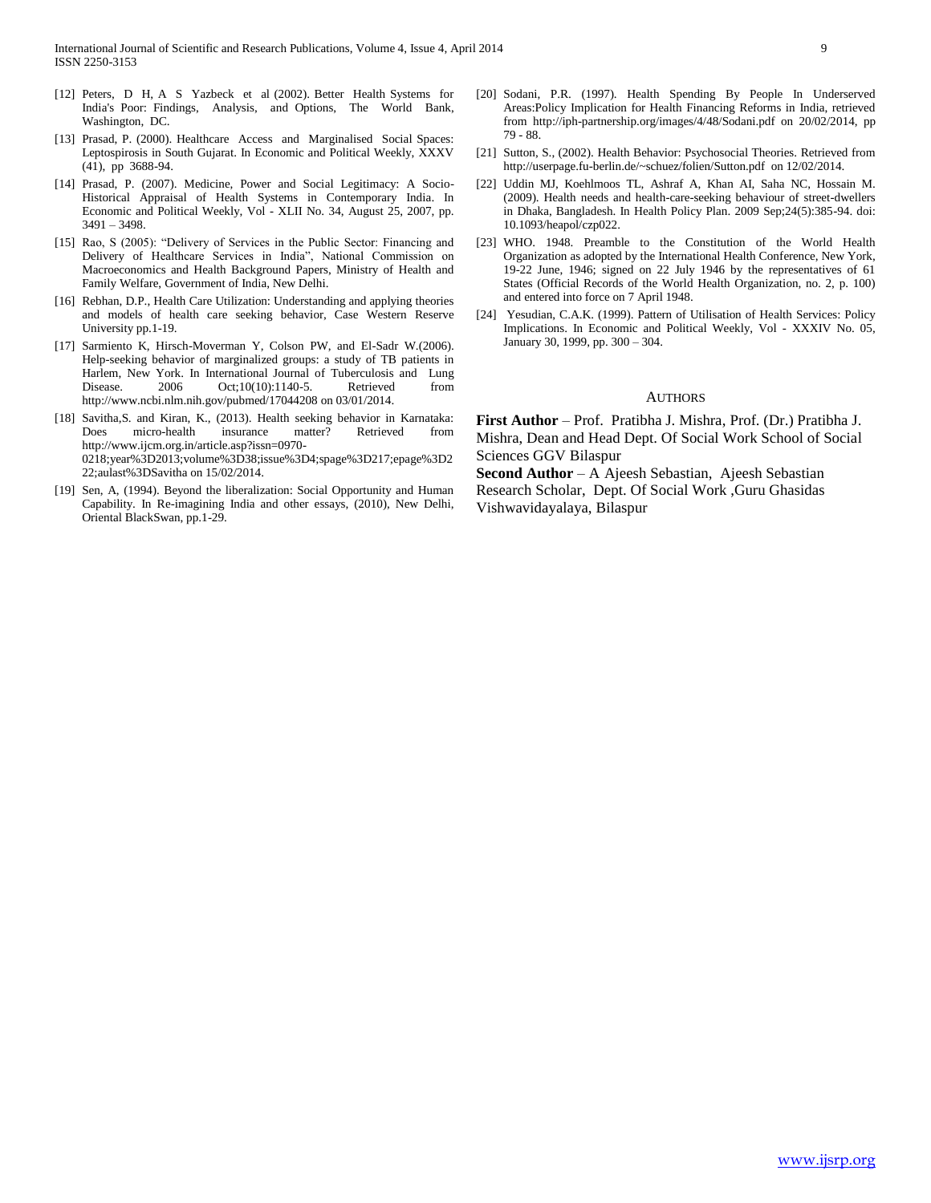[12] Peters, D H, A S Yazbeck et al (2002). Better Health Systems for India's Poor: Findings, Analysis, and Options, The World Bank, Washington, DC.

[13] Prasad, P. (2000). Healthcare Access and Marginalised Social Spaces: Leptospirosis in South Gujarat. In Economic and Political Weekly, XXXV (41), pp 3688-94.

[14] Prasad, P. (2007). Medicine, Power and Social Legitimacy: A Socio-Historical Appraisal of Health Systems in Contemporary India. In Economic and Political Weekly, Vol - XLII No. 34, August 25, 2007, pp. 3491 – 3498.

[15] Rao, S (2005): "Delivery of Services in the Public Sector: Financing and Delivery of Healthcare Services in India", National Commission on Macroeconomics and Health Background Papers, Ministry of Health and Family Welfare, Government of India, New Delhi.

[16] Rebhan, D.P., Health Care Utilization: Understanding and applying theories and models of health care seeking behavior, Case Western Reserve University pp.1-19.

[17] Sarmiento K, Hirsch-Moverman Y, Colson PW, and El-Sadr W.(2006). Help-seeking behavior of marginalized groups: a study of TB patients in Harlem, New York. In International Journal of Tuberculosis and Lung Disease. 2006 Oct;10(10):1140-5. Retrieved from http://www.ncbi.nlm.nih.gov/pubmed/17044208 on 03/01/2014.

[18] Savitha,S. and Kiran, K., (2013). Health seeking behavior in Karnataka: Does micro-health insurance matter? Retrieved from http://www.ijcm.org.in/article.asp?issn=0970-0218;year%3D2013;volume%3D38;issue%3D4;spage%3D217;epage%3D222;aulast%3DSavitha on 15/02/2014.

[19] Sen, A, (1994). Beyond the liberalization: Social Opportunity and Human Capability. In Re-imagining India and other essays, (2010), New Delhi, Oriental BlackSwan, pp.1-29.

[20] Sodani, P.R. (1997). Health Spending By People In Underserved Areas:Policy Implication for Health Financing Reforms in India, retrieved from http://iph-partnership.org/images/4/48/Sodani.pdf on 20/02/2014, pp 79 - 88.

[21] Sutton, S., (2002). Health Behavior: Psychosocial Theories. Retrieved from http://userpage.fu-berlin.de/~schuez/folien/Sutton.pdf on 12/02/2014.

[22] Uddin MJ, Koehlmoos TL, Ashraf A, Khan AI, Saha NC, Hossain M. (2009). Health needs and health-care-seeking behaviour of street-dwellers in Dhaka, Bangladesh. In Health Policy Plan. 2009 Sep;24(5):385-94. doi: 10.1093/heapol/czp022.

[23] WHO. 1948. Preamble to the Constitution of the World Health Organization as adopted by the International Health Conference, New York, 19-22 June, 1946; signed on 22 July 1946 by the representatives of 61 States (Official Records of the World Health Organization, no. 2, p. 100) and entered into force on 7 April 1948.

[24] Yesudian, C.A.K. (1999). Pattern of Utilisation of Health Services: Policy Implications. In Economic and Political Weekly, Vol - XXXIV No. 05, January 30, 1999, pp. 300 – 304.

## AUTHORS

**First Author** – Prof. Pratibha J. Mishra, Prof. (Dr.) Pratibha J. Mishra, Dean and Head Dept. Of Social Work School of Social Sciences GGV Bilaspur

**Second Author** – A Ajeesh Sebastian, Ajeesh Sebastian Research Scholar, Dept. Of Social Work ,Guru Ghasidas Vishwavidayalaya, Bilaspur